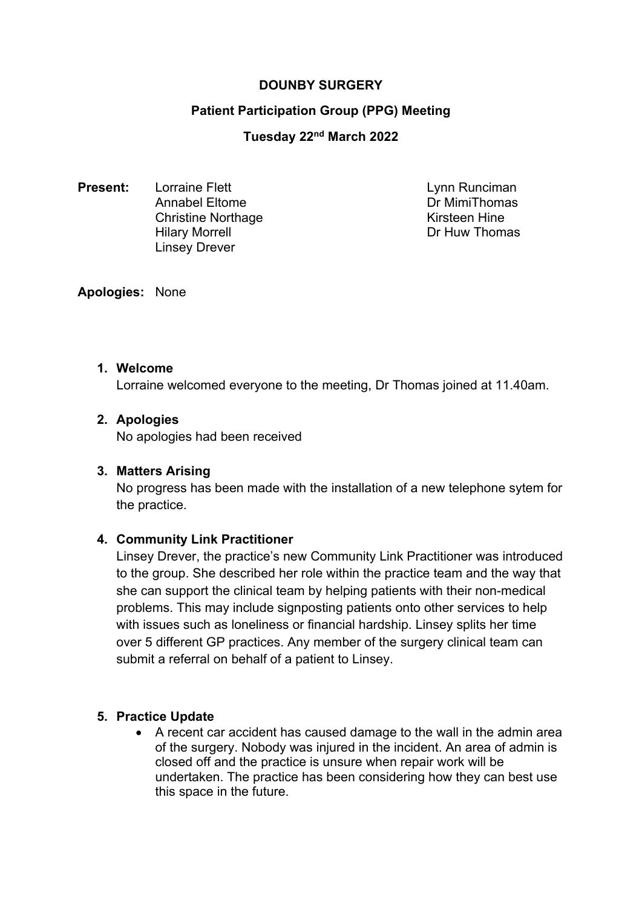# DOUNBY SURGERY

## Patient Participation Group (PPG) Meeting

### Tuesday 22nd March 2022

**Present:** Lorraine Flett, Annabel Eltome, Christine Northage, Hilary Morrell, Linsey Drever, Lynn Runciman, Dr MimiThomas, Kirsteen Hine, Dr Huw Thomas

**Apologies:** None

1. **Welcome**
   Lorraine welcomed everyone to the meeting, Dr Thomas joined at 11.40am.

2. **Apologies**
   No apologies had been received

3. **Matters Arising**
   No progress has been made with the installation of a new telephone sytem for the practice.

4. **Community Link Practitioner**
   Linsey Drever, the practice's new Community Link Practitioner was introduced to the group. She described her role within the practice team and the way that she can support the clinical team by helping patients with their non-medical problems. This may include signposting patients onto other services to help with issues such as loneliness or financial hardship. Linsey splits her time over 5 different GP practices. Any member of the surgery clinical team can submit a referral on behalf of a patient to Linsey.

5. **Practice Update**
   - A recent car accident has caused damage to the wall in the admin area of the surgery. Nobody was injured in the incident. An area of admin is closed off and the practice is unsure when repair work will be undertaken. The practice has been considering how they can best use this space in the future.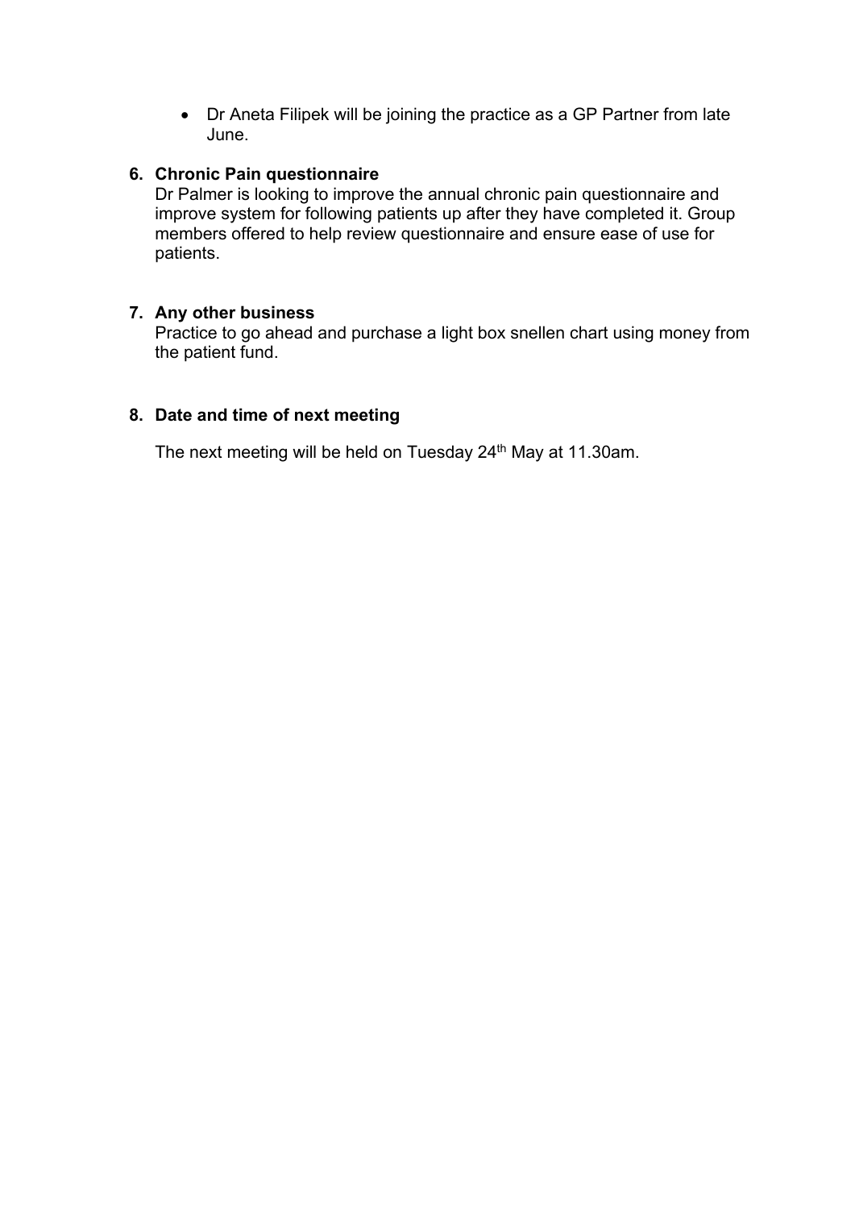- Dr Aneta Filipek will be joining the practice as a GP Partner from late June.

6. **Chronic Pain questionnaire**
   Dr Palmer is looking to improve the annual chronic pain questionnaire and improve system for following patients up after they have completed it. Group members offered to help review questionnaire and ensure ease of use for patients.

7. **Any other business**
   Practice to go ahead and purchase a light box snellen chart using money from the patient fund.

8. **Date and time of next meeting**

   The next meeting will be held on Tuesday 24th May at 11.30am.